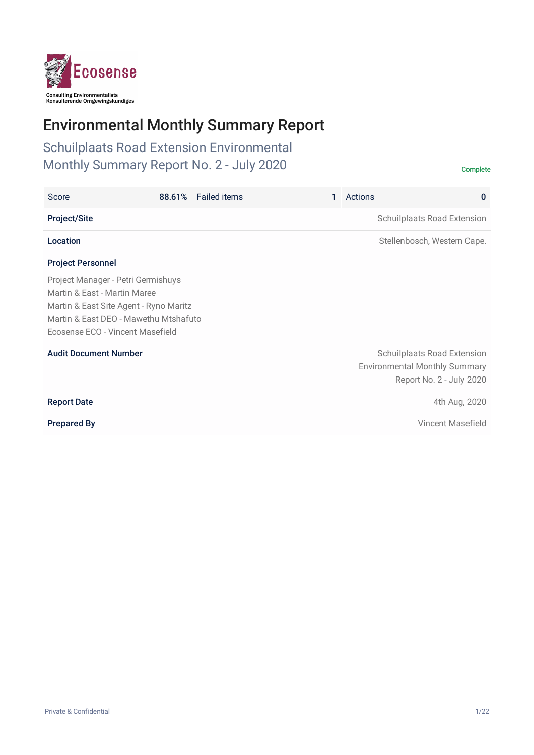Ecosense

Consulting Environmentalists
Konsulterende Omgewingskundiges

# Environmental Monthly Summary Report

## Schuilplaats Road Extension Environmental Monthly Summary Report No. 2 - July 2020

Complete

| Score | 88.61% | Failed items | 1 | Actions | 0 |
|---|---|---|---|---|---|

**Project/Site**
Schuilplaats Road Extension

**Location**
Stellenbosch, Western Cape.

**Project Personnel**

Project Manager - Petri Germishuys
Martin & East - Martin Maree
Martin & East Site Agent - Ryno Maritz
Martin & East DEO - Mawethu Mtshafuto
Ecosense ECO - Vincent Masefield

**Audit Document Number**
Schuilplaats Road Extension Environmental Monthly Summary Report No. 2 - July 2020

**Report Date**
4th Aug, 2020

**Prepared By**
Vincent Masefield

Private & Confidential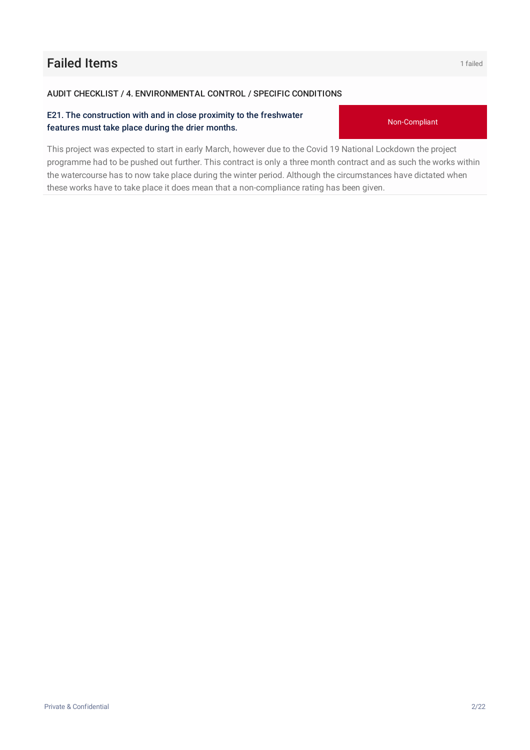## Failed Items

1 failed

AUDIT CHECKLIST / 4. ENVIRONMENTAL CONTROL / SPECIFIC CONDITIONS

**E21. The construction with and in close proximity to the freshwater features must take place during the drier months.**

Non-Compliant

This project was expected to start in early March, however due to the Covid 19 National Lockdown the project programme had to be pushed out further. This contract is only a three month contract and as such the works within the watercourse has to now take place during the winter period. Although the circumstances have dictated when these works have to take place it does mean that a non-compliance rating has been given.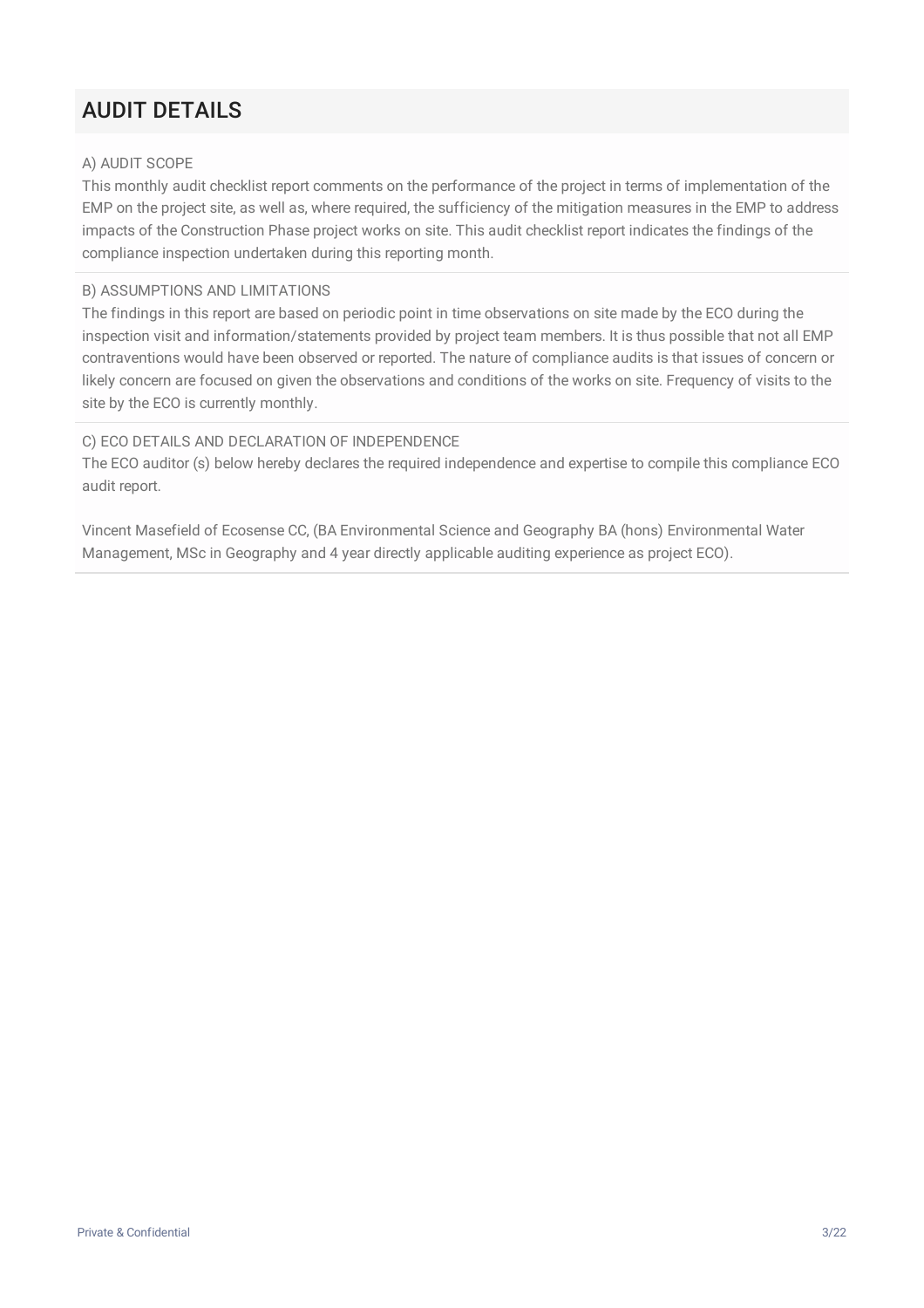# AUDIT DETAILS

A) AUDIT SCOPE

This monthly audit checklist report comments on the performance of the project in terms of implementation of the EMP on the project site, as well as, where required, the sufficiency of the mitigation measures in the EMP to address impacts of the Construction Phase project works on site. This audit checklist report indicates the findings of the compliance inspection undertaken during this reporting month.

B) ASSUMPTIONS AND LIMITATIONS

The findings in this report are based on periodic point in time observations on site made by the ECO during the inspection visit and information/statements provided by project team members. It is thus possible that not all EMP contraventions would have been observed or reported. The nature of compliance audits is that issues of concern or likely concern are focused on given the observations and conditions of the works on site. Frequency of visits to the site by the ECO is currently monthly.

C) ECO DETAILS AND DECLARATION OF INDEPENDENCE

The ECO auditor (s) below hereby declares the required independence and expertise to compile this compliance ECO audit report.

Vincent Masefield of Ecosense CC, (BA Environmental Science and Geography BA (hons) Environmental Water Management, MSc in Geography and 4 year directly applicable auditing experience as project ECO).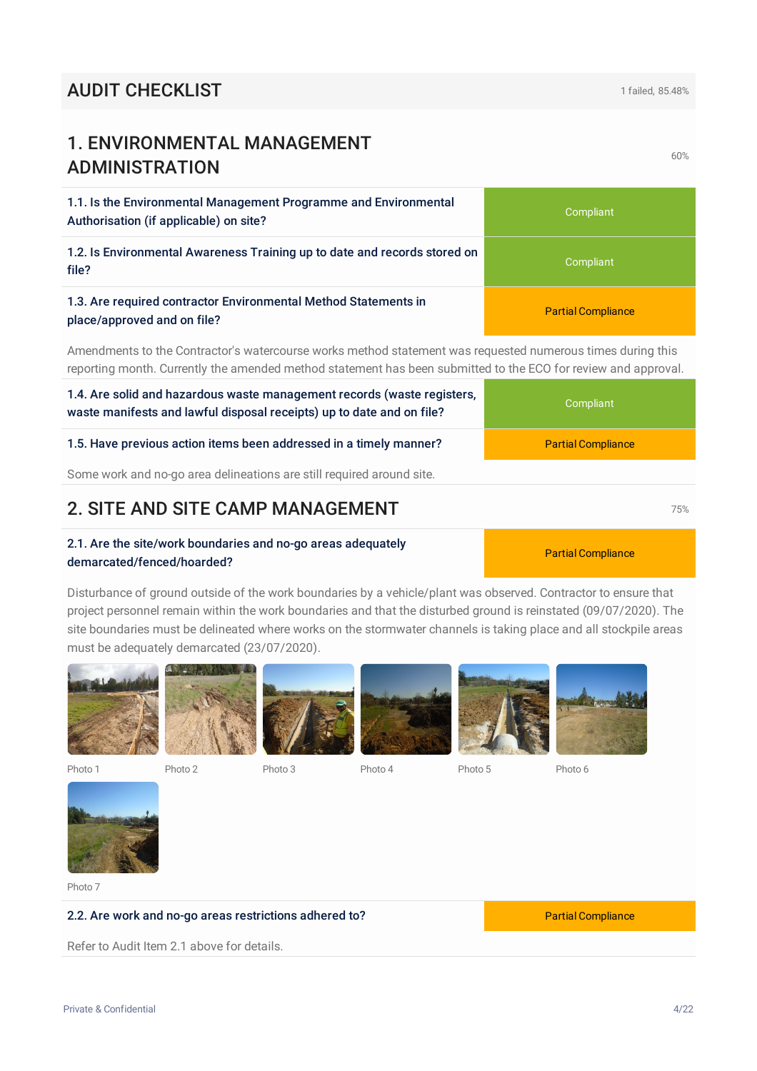# AUDIT CHECKLIST

1 failed, 85.48%

## 1. ENVIRONMENTAL MANAGEMENT ADMINISTRATION

60%

| Question | Response |
| --- | --- |
| 1.1. Is the Environmental Management Programme and Environmental Authorisation (if applicable) on site? | Compliant |
| 1.2. Is Environmental Awareness Training up to date and records stored on file? | Compliant |
| 1.3. Are required contractor Environmental Method Statements in place/approved and on file? | Partial Compliance |

Amendments to the Contractor's watercourse works method statement was requested numerous times during this reporting month. Currently the amended method statement has been submitted to the ECO for review and approval.

| Question | Response |
| --- | --- |
| 1.4. Are solid and hazardous waste management records (waste registers, waste manifests and lawful disposal receipts) up to date and on file? | Compliant |
| 1.5. Have previous action items been addressed in a timely manner? | Partial Compliance |

Some work and no-go area delineations are still required around site.

## 2. SITE AND SITE CAMP MANAGEMENT

75%

| Question | Response |
| --- | --- |
| 2.1. Are the site/work boundaries and no-go areas adequately demarcated/fenced/hoarded? | Partial Compliance |

Disturbance of ground outside of the work boundaries by a vehicle/plant was observed. Contractor to ensure that project personnel remain within the work boundaries and that the disturbed ground is reinstated (09/07/2020). The site boundaries must be delineated where works on the stormwater channels is taking place and all stockpile areas must be adequately demarcated (23/07/2020).

Photo 1

Photo 2

Photo 3

Photo 4

Photo 5

Photo 6

Photo 7

| Question | Response |
| --- | --- |
| 2.2. Are work and no-go areas restrictions adhered to? | Partial Compliance |

Refer to Audit Item 2.1 above for details.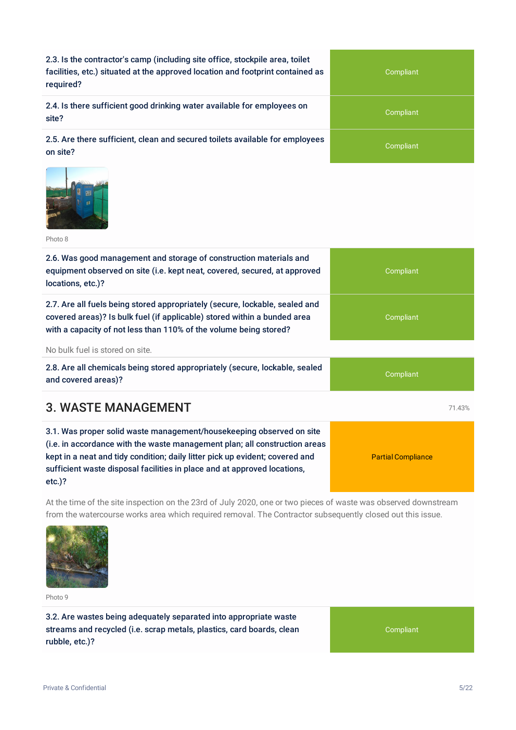| Question | Status |
|---|---|
| 2.3. Is the contractor's camp (including site office, stockpile area, toilet facilities, etc.) situated at the approved location and footprint contained as required? | Compliant |
| 2.4. Is there sufficient good drinking water available for employees on site? | Compliant |
| 2.5. Are there sufficient, clean and secured toilets available for employees on site? | Compliant |

Photo 8

| Question | Status |
|---|---|
| 2.6. Was good management and storage of construction materials and equipment observed on site (i.e. kept neat, covered, secured, at approved locations, etc.)? | Compliant |
| 2.7. Are all fuels being stored appropriately (secure, lockable, sealed and covered areas)? Is bulk fuel (if applicable) stored within a bunded area with a capacity of not less than 110% of the volume being stored? | Compliant |

No bulk fuel is stored on site.

| Question | Status |
|---|---|
| 2.8. Are all chemicals being stored appropriately (secure, lockable, sealed and covered areas)? | Compliant |

## 3. WASTE MANAGEMENT

71.43%

| Question | Status |
|---|---|
| 3.1. Was proper solid waste management/housekeeping observed on site (i.e. in accordance with the waste management plan; all construction areas kept in a neat and tidy condition; daily litter pick up evident; covered and sufficient waste disposal facilities in place and at approved locations, etc.)? | Partial Compliance |

At the time of the site inspection on the 23rd of July 2020, one or two pieces of waste was observed downstream from the watercourse works area which required removal. The Contractor subsequently closed out this issue.

Photo 9

| Question | Status |
|---|---|
| 3.2. Are wastes being adequately separated into appropriate waste streams and recycled (i.e. scrap metals, plastics, card boards, clean rubble, etc.)? | Compliant |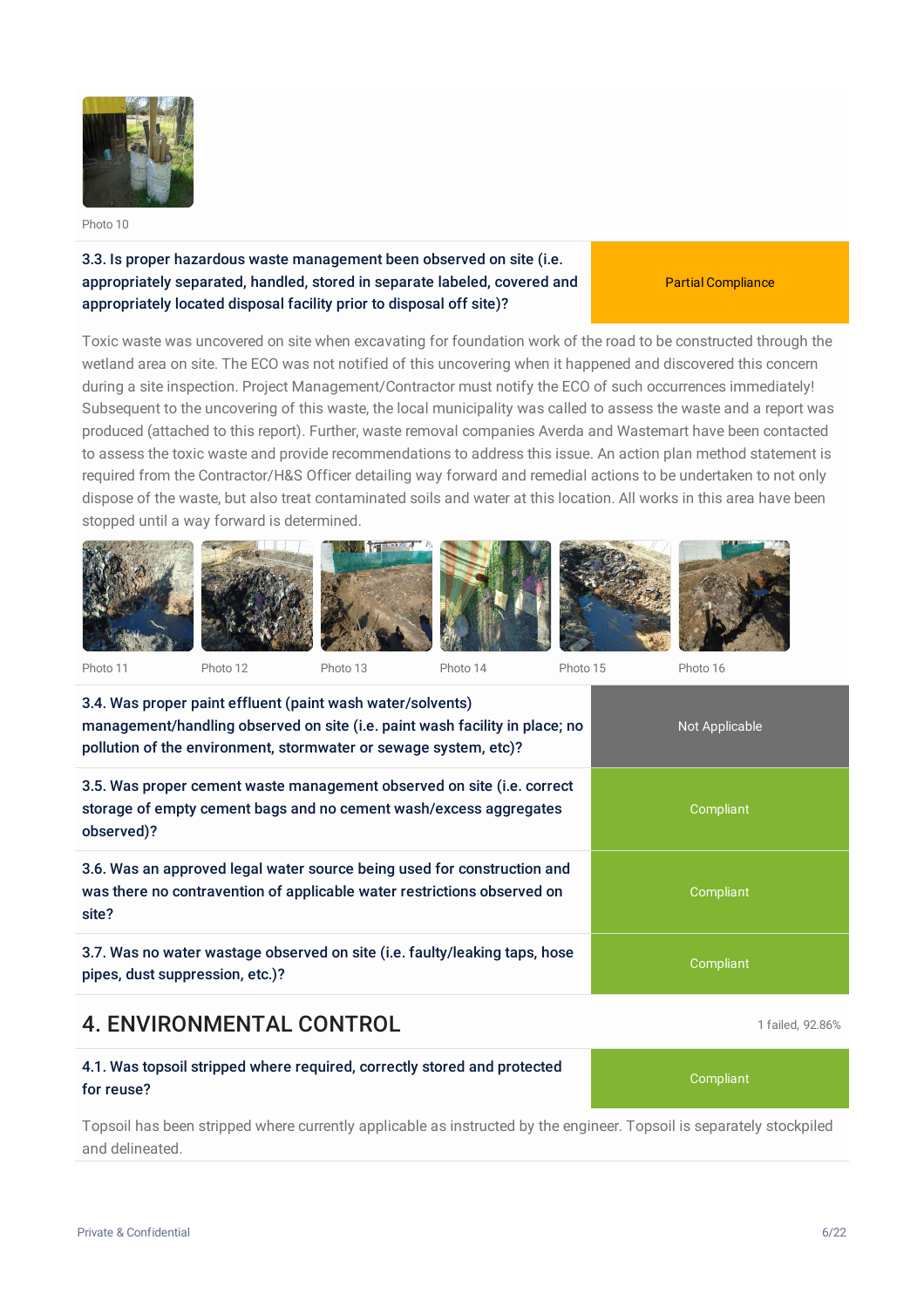Photo 10

| 3.3. Is proper hazardous waste management been observed on site (i.e. appropriately separated, handled, stored in separate labeled, covered and appropriately located disposal facility prior to disposal off site)? | Partial Compliance |
|---|---|

Toxic waste was uncovered on site when excavating for foundation work of the road to be constructed through the wetland area on site. The ECO was not notified of this uncovering when it happened and discovered this concern during a site inspection. Project Management/Contractor must notify the ECO of such occurrences immediately! Subsequent to the uncovering of this waste, the local municipality was called to assess the waste and a report was produced (attached to this report). Further, waste removal companies Averda and Wastemart have been contacted to assess the toxic waste and provide recommendations to address this issue. An action plan method statement is required from the Contractor/H&S Officer detailing way forward and remedial actions to be undertaken to not only dispose of the waste, but also treat contaminated soils and water at this location. All works in this area have been stopped until a way forward is determined.

Photo 11 Photo 12 Photo 13 Photo 14 Photo 15 Photo 16

| Question | Result |
|---|---|
| 3.4. Was proper paint effluent (paint wash water/solvents) management/handling observed on site (i.e. paint wash facility in place; no pollution of the environment, stormwater or sewage system, etc)? | Not Applicable |
| 3.5. Was proper cement waste management observed on site (i.e. correct storage of empty cement bags and no cement wash/excess aggregates observed)? | Compliant |
| 3.6. Was an approved legal water source being used for construction and was there no contravention of applicable water restrictions observed on site? | Compliant |
| 3.7. Was no water wastage observed on site (i.e. faulty/leaking taps, hose pipes, dust suppression, etc.)? | Compliant |

## 4. ENVIRONMENTAL CONTROL

1 failed, 92.86%

| 4.1. Was topsoil stripped where required, correctly stored and protected for reuse? | Compliant |
|---|---|

Topsoil has been stripped where currently applicable as instructed by the engineer. Topsoil is separately stockpiled and delineated.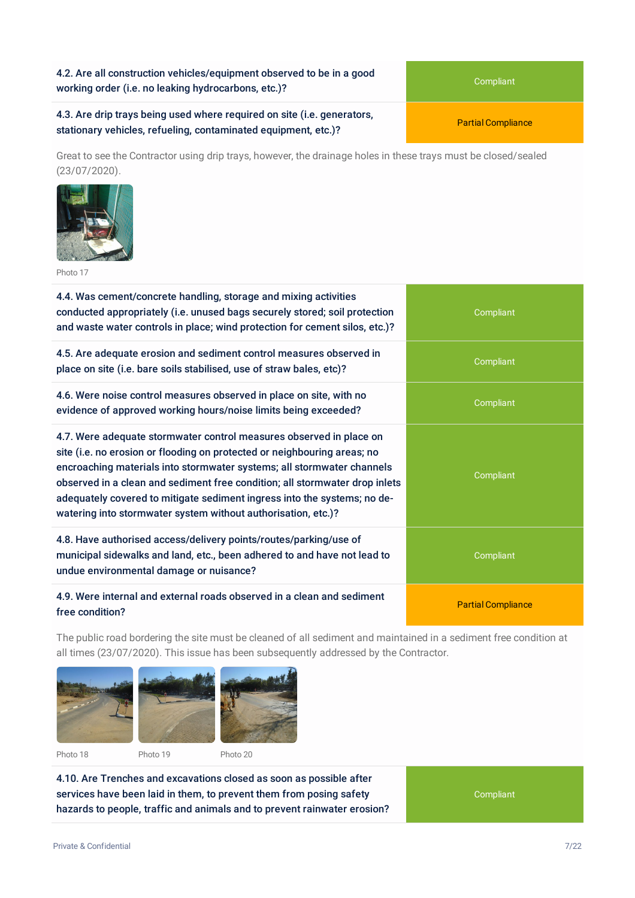| Question | Response |
| --- | --- |
| 4.2. Are all construction vehicles/equipment observed to be in a good working order (i.e. no leaking hydrocarbons, etc.)? | Compliant |
| 4.3. Are drip trays being used where required on site (i.e. generators, stationary vehicles, refueling, contaminated equipment, etc.)? | Partial Compliance |

Great to see the Contractor using drip trays, however, the drainage holes in these trays must be closed/sealed (23/07/2020).

Photo 17

| Question | Response |
| --- | --- |
| 4.4. Was cement/concrete handling, storage and mixing activities conducted appropriately (i.e. unused bags securely stored; soil protection and waste water controls in place; wind protection for cement silos, etc.)? | Compliant |
| 4.5. Are adequate erosion and sediment control measures observed in place on site (i.e. bare soils stabilised, use of straw bales, etc)? | Compliant |
| 4.6. Were noise control measures observed in place on site, with no evidence of approved working hours/noise limits being exceeded? | Compliant |
| 4.7. Were adequate stormwater control measures observed in place on site (i.e. no erosion or flooding on protected or neighbouring areas; no encroaching materials into stormwater systems; all stormwater channels observed in a clean and sediment free condition; all stormwater drop inlets adequately covered to mitigate sediment ingress into the systems; no de-watering into stormwater system without authorisation, etc.)? | Compliant |
| 4.8. Have authorised access/delivery points/routes/parking/use of municipal sidewalks and land, etc., been adhered to and have not lead to undue environmental damage or nuisance? | Compliant |
| 4.9. Were internal and external roads observed in a clean and sediment free condition? | Partial Compliance |

The public road bordering the site must be cleaned of all sediment and maintained in a sediment free condition at all times (23/07/2020). This issue has been subsequently addressed by the Contractor.

Photo 18 Photo 19 Photo 20

| Question | Response |
| --- | --- |
| 4.10. Are Trenches and excavations closed as soon as possible after services have been laid in them, to prevent them from posing safety hazards to people, traffic and animals and to prevent rainwater erosion? | Compliant |

Private & Confidential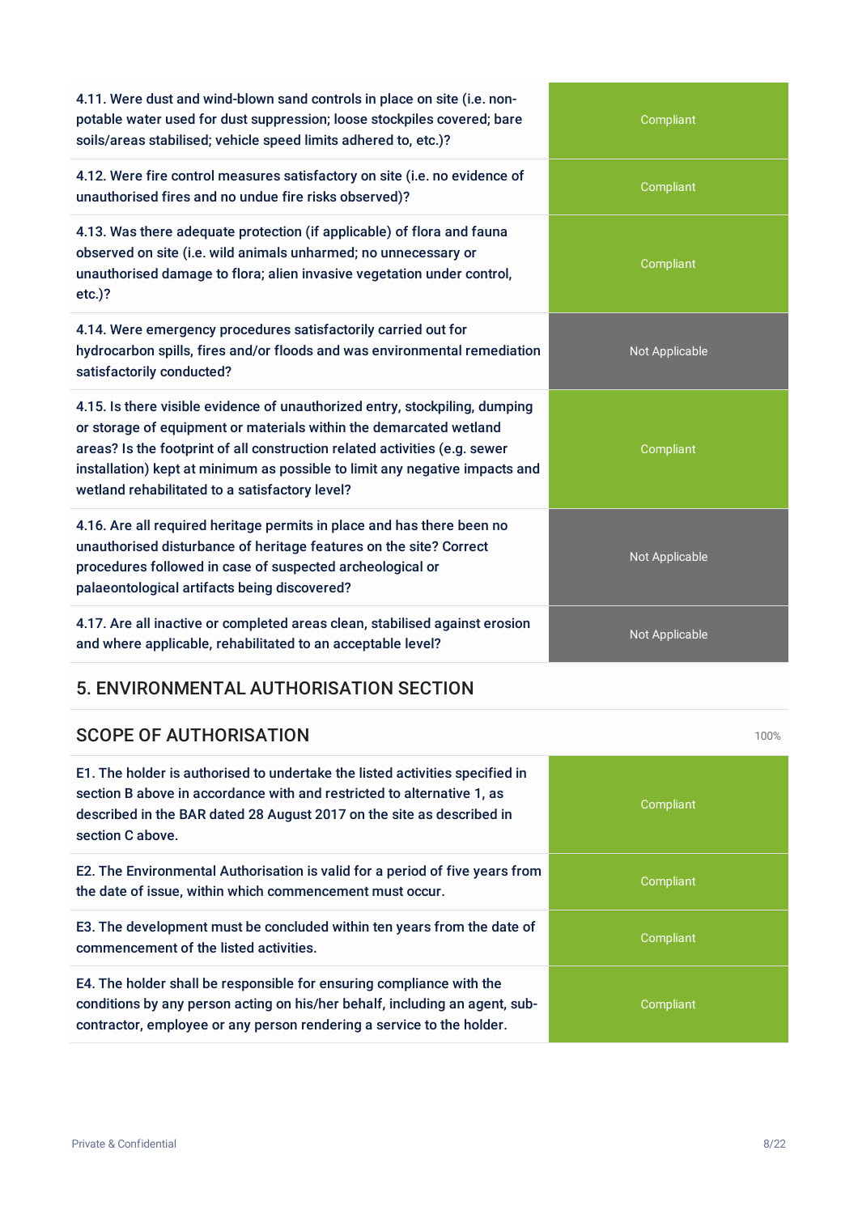| | |
|---|---|
| 4.11. Were dust and wind-blown sand controls in place on site (i.e. non-potable water used for dust suppression; loose stockpiles covered; bare soils/areas stabilised; vehicle speed limits adhered to, etc.)? | Compliant |
| 4.12. Were fire control measures satisfactory on site (i.e. no evidence of unauthorised fires and no undue fire risks observed)? | Compliant |
| 4.13. Was there adequate protection (if applicable) of flora and fauna observed on site (i.e. wild animals unharmed; no unnecessary or unauthorised damage to flora; alien invasive vegetation under control, etc.)? | Compliant |
| 4.14. Were emergency procedures satisfactorily carried out for hydrocarbon spills, fires and/or floods and was environmental remediation satisfactorily conducted? | Not Applicable |
| 4.15. Is there visible evidence of unauthorized entry, stockpiling, dumping or storage of equipment or materials within the demarcated wetland areas? Is the footprint of all construction related activities (e.g. sewer installation) kept at minimum as possible to limit any negative impacts and wetland rehabilitated to a satisfactory level? | Compliant |
| 4.16. Are all required heritage permits in place and has there been no unauthorised disturbance of heritage features on the site? Correct procedures followed in case of suspected archeological or palaeontological artifacts being discovered? | Not Applicable |
| 4.17. Are all inactive or completed areas clean, stabilised against erosion and where applicable, rehabilitated to an acceptable level? | Not Applicable |

## 5. ENVIRONMENTAL AUTHORISATION SECTION

### SCOPE OF AUTHORISATION

100%

| | |
|---|---|
| E1. The holder is authorised to undertake the listed activities specified in section B above in accordance with and restricted to alternative 1, as described in the BAR dated 28 August 2017 on the site as described in section C above. | Compliant |
| E2. The Environmental Authorisation is valid for a period of five years from the date of issue, within which commencement must occur. | Compliant |
| E3. The development must be concluded within ten years from the date of commencement of the listed activities. | Compliant |
| E4. The holder shall be responsible for ensuring compliance with the conditions by any person acting on his/her behalf, including an agent, sub-contractor, employee or any person rendering a service to the holder. | Compliant |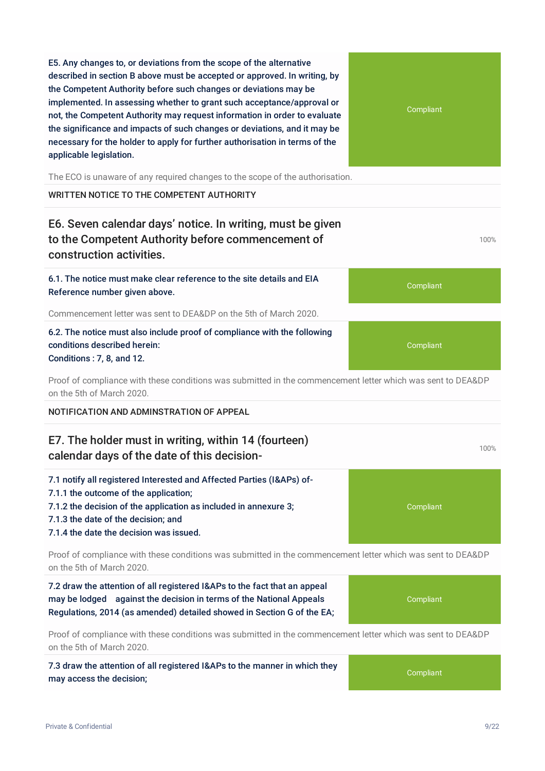**E5. Any changes to, or deviations from the scope of the alternative described in section B above must be accepted or approved. In writing, by the Competent Authority before such changes or deviations may be implemented. In assessing whether to grant such acceptance/approval or not, the Competent Authority may request information in order to evaluate the significance and impacts of such changes or deviations, and it may be necessary for the holder to apply for further authorisation in terms of the applicable legislation.** — Compliant

The ECO is unaware of any required changes to the scope of the authorisation.

WRITTEN NOTICE TO THE COMPETENT AUTHORITY

## E6. Seven calendar days' notice. In writing, must be given to the Competent Authority before commencement of construction activities.

100%

**6.1. The notice must make clear reference to the site details and EIA Reference number given above.** — Compliant

Commencement letter was sent to DEA&DP on the 5th of March 2020.

**6.2. The notice must also include proof of compliance with the following conditions described herein:**
**Conditions : 7, 8, and 12.** — Compliant

Proof of compliance with these conditions was submitted in the commencement letter which was sent to DEA&DP on the 5th of March 2020.

NOTIFICATION AND ADMINSTRATION OF APPEAL

## E7. The holder must in writing, within 14 (fourteen) calendar days of the date of this decision-

100%

**7.1 notify all registered Interested and Affected Parties (I&APs) of-**
**7.1.1 the outcome of the application;**
**7.1.2 the decision of the application as included in annexure 3;**
**7.1.3 the date of the decision; and**
**7.1.4 the date the decision was issued.** — Compliant

Proof of compliance with these conditions was submitted in the commencement letter which was sent to DEA&DP on the 5th of March 2020.

**7.2 draw the attention of all registered I&APs to the fact that an appeal may be lodged against the decision in terms of the National Appeals Regulations, 2014 (as amended) detailed showed in Section G of the EA;** — Compliant

Proof of compliance with these conditions was submitted in the commencement letter which was sent to DEA&DP on the 5th of March 2020.

**7.3 draw the attention of all registered I&APs to the manner in which they may access the decision;** — Compliant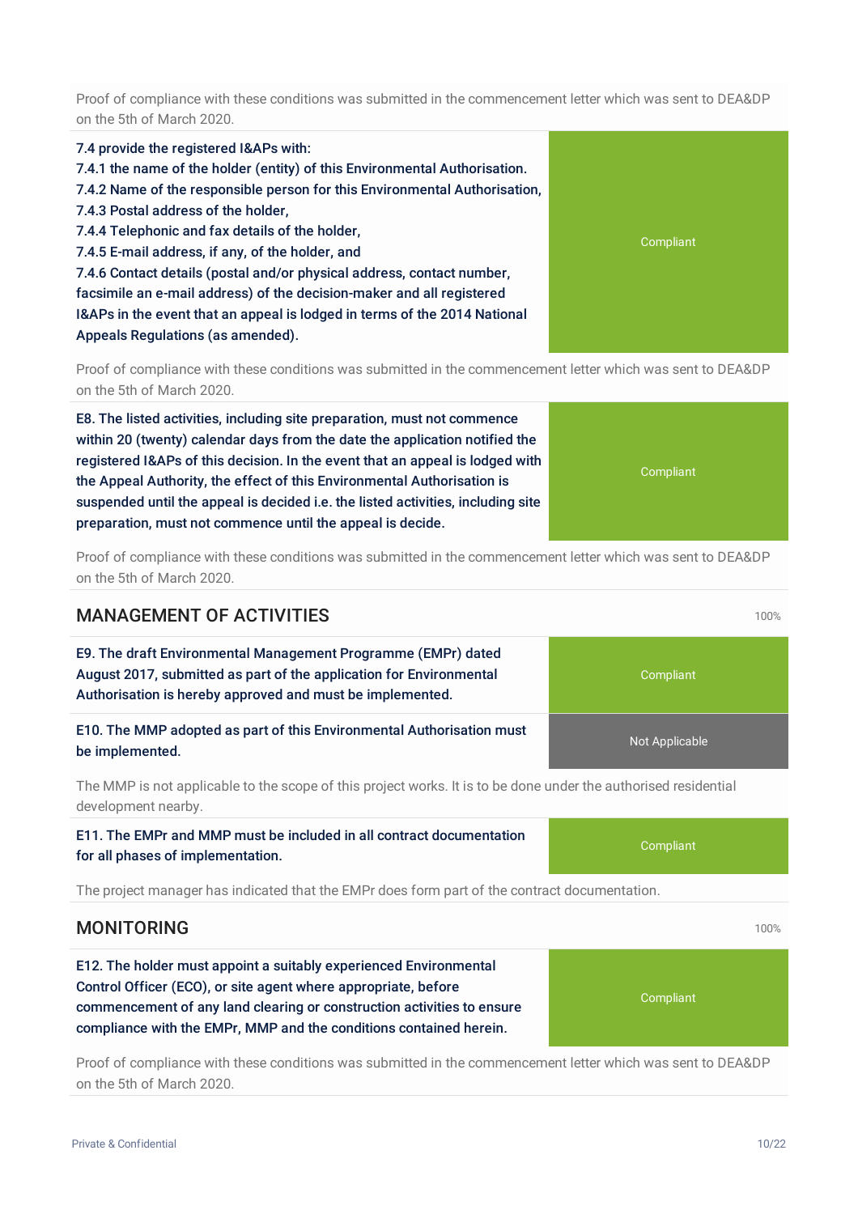Proof of compliance with these conditions was submitted in the commencement letter which was sent to DEA&DP on the 5th of March 2020.

| Condition | Status |
|---|---|
| **7.4 provide the registered I&APs with:**<br>**7.4.1 the name of the holder (entity) of this Environmental Authorisation.**<br>**7.4.2 Name of the responsible person for this Environmental Authorisation,**<br>**7.4.3 Postal address of the holder,**<br>**7.4.4 Telephonic and fax details of the holder,**<br>**7.4.5 E-mail address, if any, of the holder, and**<br>**7.4.6 Contact details (postal and/or physical address, contact number, facsimile an e-mail address) of the decision-maker and all registered I&APs in the event that an appeal is lodged in terms of the 2014 National Appeals Regulations (as amended).** | Compliant |

Proof of compliance with these conditions was submitted in the commencement letter which was sent to DEA&DP on the 5th of March 2020.

| Condition | Status |
|---|---|
| **E8. The listed activities, including site preparation, must not commence within 20 (twenty) calendar days from the date the application notified the registered I&APs of this decision. In the event that an appeal is lodged with the Appeal Authority, the effect of this Environmental Authorisation is suspended until the appeal is decided i.e. the listed activities, including site preparation, must not commence until the appeal is decide.** | Compliant |

Proof of compliance with these conditions was submitted in the commencement letter which was sent to DEA&DP on the 5th of March 2020.

## MANAGEMENT OF ACTIVITIES

100%

| Condition | Status |
|---|---|
| **E9. The draft Environmental Management Programme (EMPr) dated August 2017, submitted as part of the application for Environmental Authorisation is hereby approved and must be implemented.** | Compliant |
| **E10. The MMP adopted as part of this Environmental Authorisation must be implemented.** | Not Applicable |

The MMP is not applicable to the scope of this project works. It is to be done under the authorised residential development nearby.

| Condition | Status |
|---|---|
| **E11. The EMPr and MMP must be included in all contract documentation for all phases of implementation.** | Compliant |

The project manager has indicated that the EMPr does form part of the contract documentation.

## MONITORING

100%

| Condition | Status |
|---|---|
| **E12. The holder must appoint a suitably experienced Environmental Control Officer (ECO), or site agent where appropriate, before commencement of any land clearing or construction activities to ensure compliance with the EMPr, MMP and the conditions contained herein.** | Compliant |

Proof of compliance with these conditions was submitted in the commencement letter which was sent to DEA&DP on the 5th of March 2020.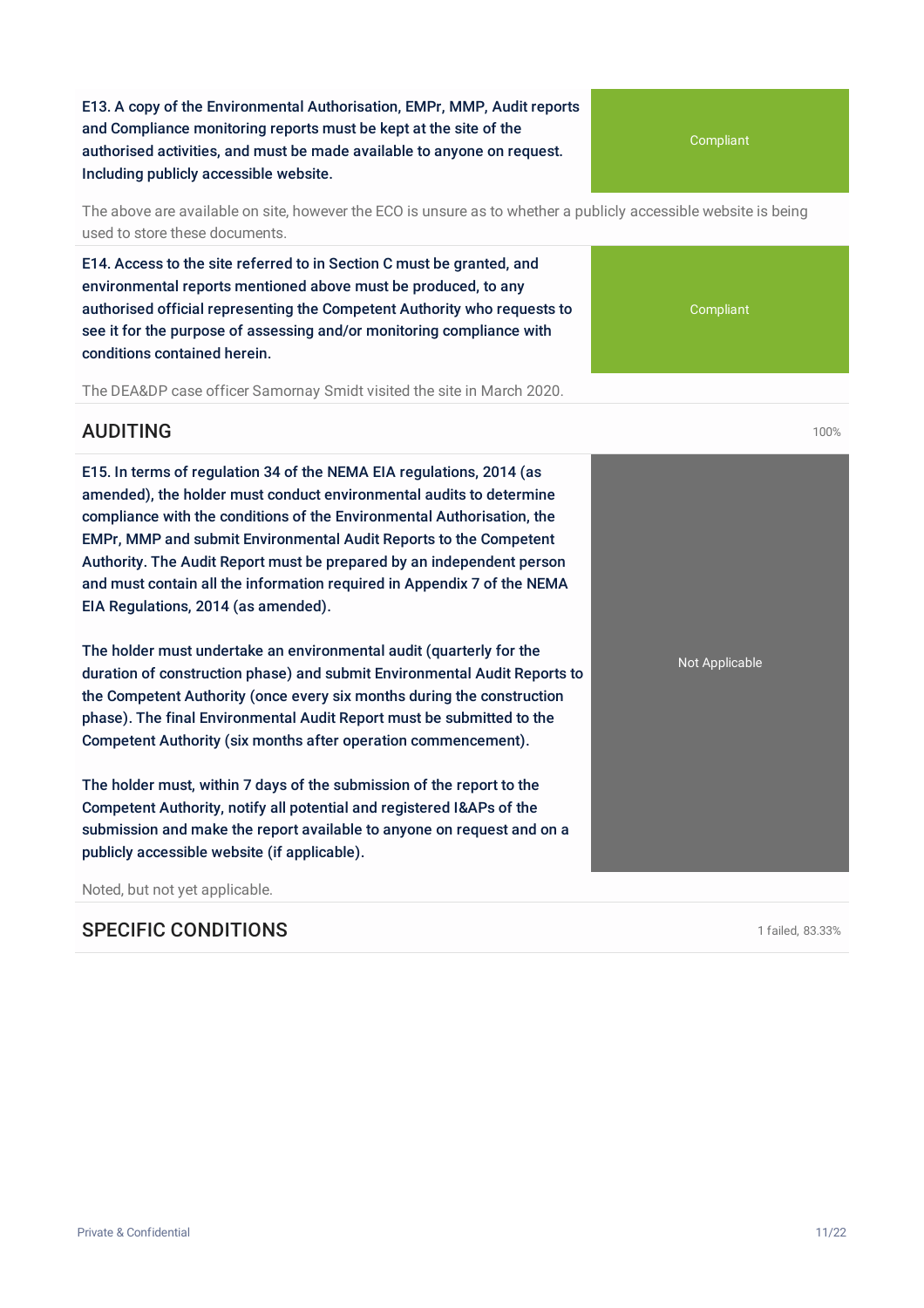**E13. A copy of the Environmental Authorisation, EMPr, MMP, Audit reports and Compliance monitoring reports must be kept at the site of the authorised activities, and must be made available to anyone on request. Including publicly accessible website.**

Compliant

The above are available on site, however the ECO is unsure as to whether a publicly accessible website is being used to store these documents.

**E14. Access to the site referred to in Section C must be granted, and environmental reports mentioned above must be produced, to any authorised official representing the Competent Authority who requests to see it for the purpose of assessing and/or monitoring compliance with conditions contained herein.**

Compliant

The DEA&DP case officer Samornay Smidt visited the site in March 2020.

## AUDITING

100%

**E15. In terms of regulation 34 of the NEMA EIA regulations, 2014 (as amended), the holder must conduct environmental audits to determine compliance with the conditions of the Environmental Authorisation, the EMPr, MMP and submit Environmental Audit Reports to the Competent Authority. The Audit Report must be prepared by an independent person and must contain all the information required in Appendix 7 of the NEMA EIA Regulations, 2014 (as amended).**

**The holder must undertake an environmental audit (quarterly for the duration of construction phase) and submit Environmental Audit Reports to the Competent Authority (once every six months during the construction phase). The final Environmental Audit Report must be submitted to the Competent Authority (six months after operation commencement).**

**The holder must, within 7 days of the submission of the report to the Competent Authority, notify all potential and registered I&APs of the submission and make the report available to anyone on request and on a publicly accessible website (if applicable).**

Not Applicable

Noted, but not yet applicable.

## SPECIFIC CONDITIONS

1 failed, 83.33%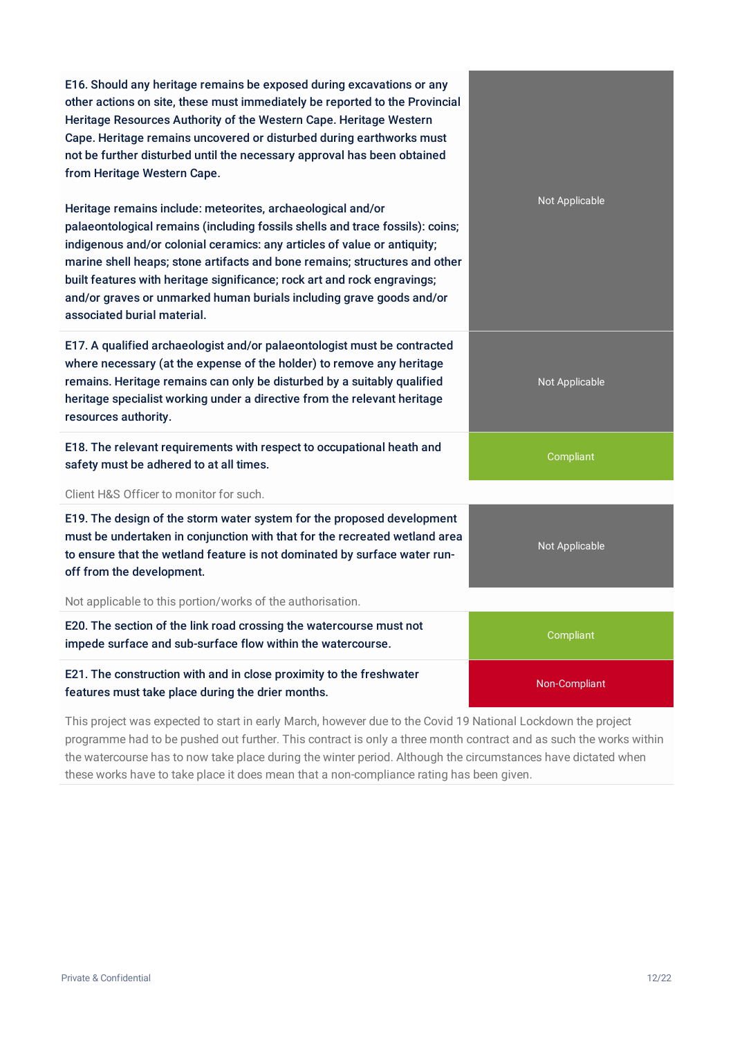| Condition | Status |
| --- | --- |
| **E16. Should any heritage remains be exposed during excavations or any other actions on site, these must immediately be reported to the Provincial Heritage Resources Authority of the Western Cape. Heritage Western Cape. Heritage remains uncovered or disturbed during earthworks must not be further disturbed until the necessary approval has been obtained from Heritage Western Cape.**<br><br>**Heritage remains include: meteorites, archaeological and/or palaeontological remains (including fossils shells and trace fossils): coins; indigenous and/or colonial ceramics: any articles of value or antiquity; marine shell heaps; stone artifacts and bone remains; structures and other built features with heritage significance; rock art and rock engravings; and/or graves or unmarked human burials including grave goods and/or associated burial material.** | Not Applicable |
| **E17. A qualified archaeologist and/or palaeontologist must be contracted where necessary (at the expense of the holder) to remove any heritage remains. Heritage remains can only be disturbed by a suitably qualified heritage specialist working under a directive from the relevant heritage resources authority.** | Not Applicable |
| **E18. The relevant requirements with respect to occupational heath and safety must be adhered to at all times.** | Compliant |

Client H&S Officer to monitor for such.

| Condition | Status |
| --- | --- |
| **E19. The design of the storm water system for the proposed development must be undertaken in conjunction with that for the recreated wetland area to ensure that the wetland feature is not dominated by surface water run-off from the development.** | Not Applicable |

Not applicable to this portion/works of the authorisation.

| Condition | Status |
| --- | --- |
| **E20. The section of the link road crossing the watercourse must not impede surface and sub-surface flow within the watercourse.** | Compliant |
| **E21. The construction with and in close proximity to the freshwater features must take place during the drier months.** | Non-Compliant |

This project was expected to start in early March, however due to the Covid 19 National Lockdown the project programme had to be pushed out further. This contract is only a three month contract and as such the works within the watercourse has to now take place during the winter period. Although the circumstances have dictated when these works have to take place it does mean that a non-compliance rating has been given.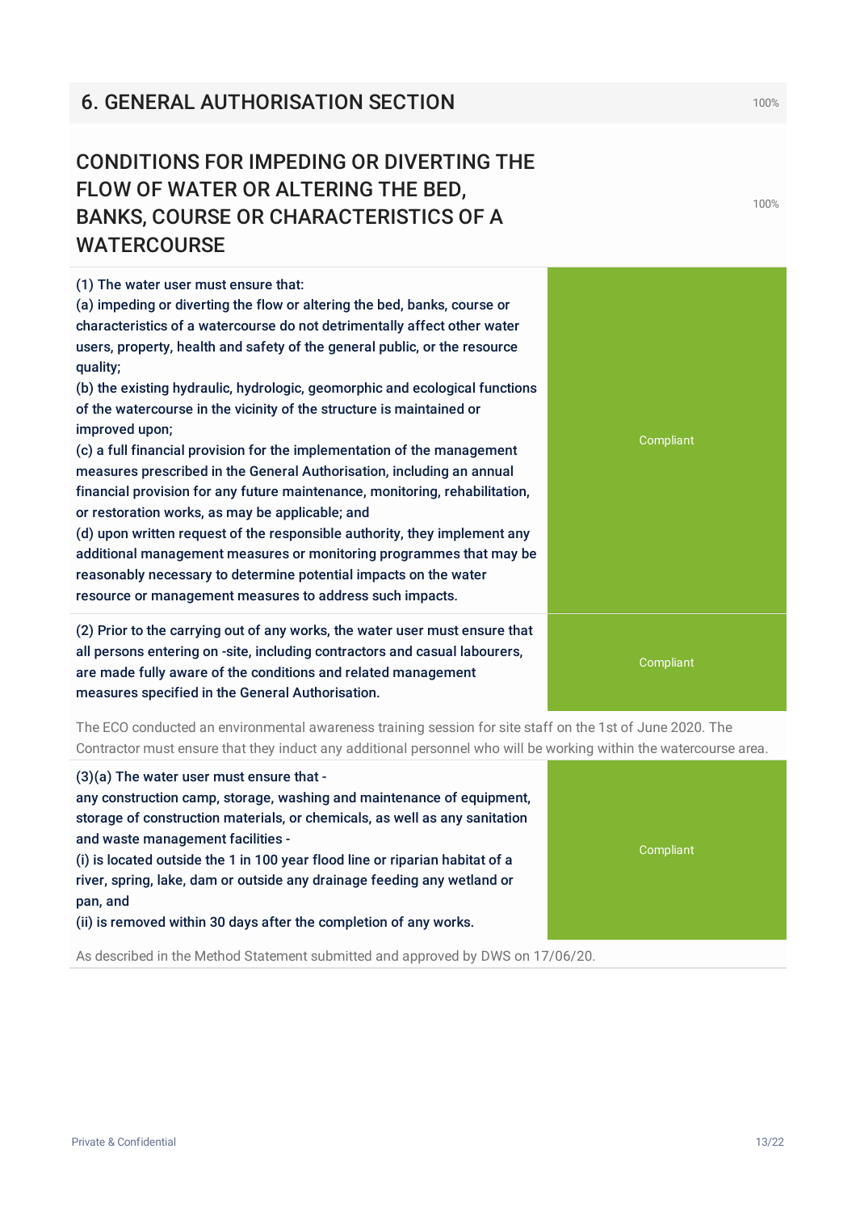## 6. GENERAL AUTHORISATION SECTION

100%

### CONDITIONS FOR IMPEDING OR DIVERTING THE FLOW OF WATER OR ALTERING THE BED, BANKS, COURSE OR CHARACTERISTICS OF A WATERCOURSE

100%

| Condition | Status |
|---|---|
| (1) The water user must ensure that:<br>(a) impeding or diverting the flow or altering the bed, banks, course or characteristics of a watercourse do not detrimentally affect other water users, property, health and safety of the general public, or the resource quality;<br>(b) the existing hydraulic, hydrologic, geomorphic and ecological functions of the watercourse in the vicinity of the structure is maintained or improved upon;<br>(c) a full financial provision for the implementation of the management measures prescribed in the General Authorisation, including an annual financial provision for any future maintenance, monitoring, rehabilitation, or restoration works, as may be applicable; and<br>(d) upon written request of the responsible authority, they implement any additional management measures or monitoring programmes that may be reasonably necessary to determine potential impacts on the water resource or management measures to address such impacts. | Compliant |
| (2) Prior to the carrying out of any works, the water user must ensure that all persons entering on -site, including contractors and casual labourers, are made fully aware of the conditions and related management measures specified in the General Authorisation. | Compliant |

The ECO conducted an environmental awareness training session for site staff on the 1st of June 2020. The Contractor must ensure that they induct any additional personnel who will be working within the watercourse area.

| Condition | Status |
|---|---|
| (3)(a) The water user must ensure that -<br>any construction camp, storage, washing and maintenance of equipment, storage of construction materials, or chemicals, as well as any sanitation and waste management facilities -<br>(i) is located outside the 1 in 100 year flood line or riparian habitat of a river, spring, lake, dam or outside any drainage feeding any wetland or pan, and<br>(ii) is removed within 30 days after the completion of any works. | Compliant |

As described in the Method Statement submitted and approved by DWS on 17/06/20.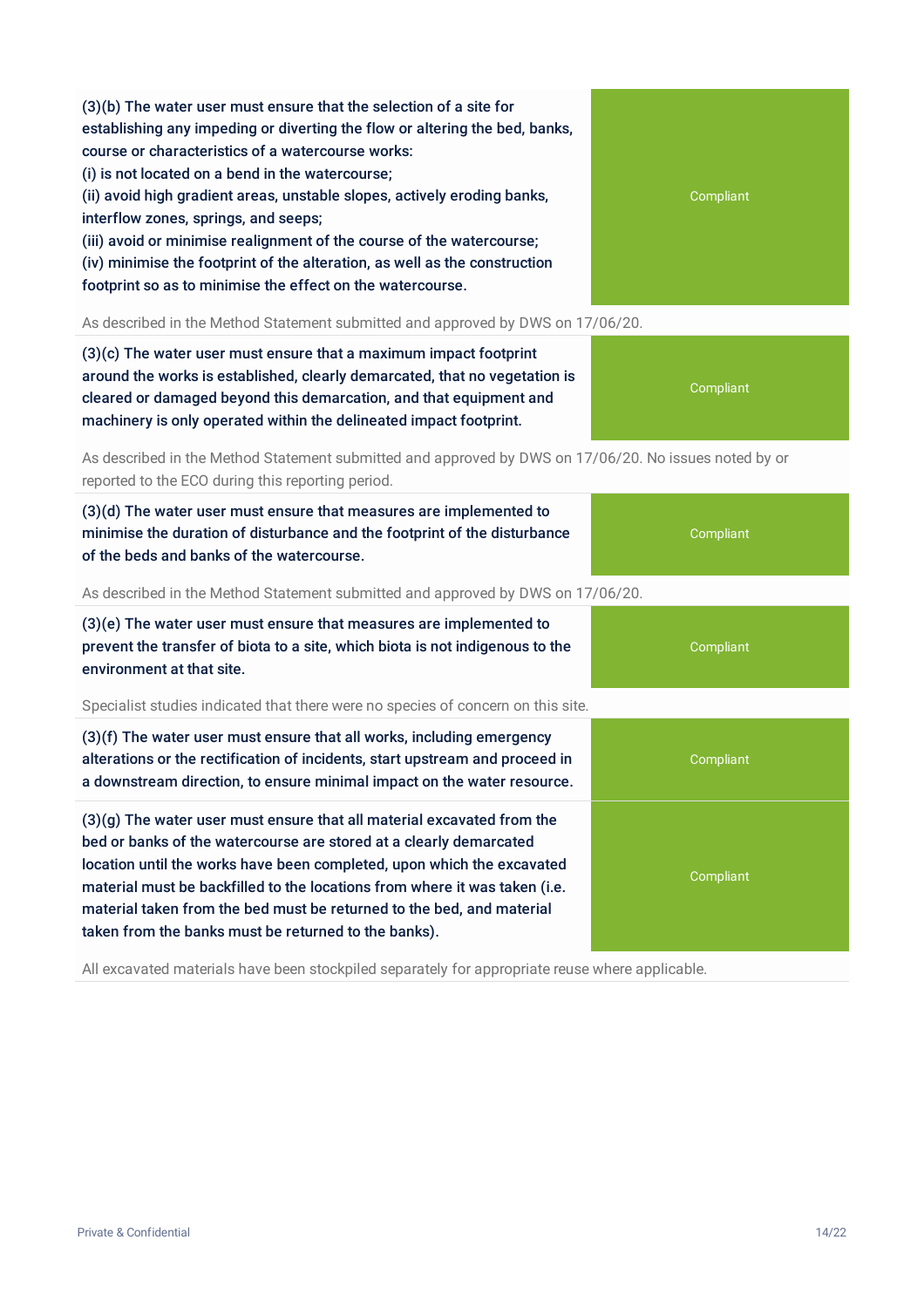| Requirement | Status |
| --- | --- |
| (3)(b) The water user must ensure that the selection of a site for establishing any impeding or diverting the flow or altering the bed, banks, course or characteristics of a watercourse works:<br>(i) is not located on a bend in the watercourse;<br>(ii) avoid high gradient areas, unstable slopes, actively eroding banks, interflow zones, springs, and seeps;<br>(iii) avoid or minimise realignment of the course of the watercourse;<br>(iv) minimise the footprint of the alteration, as well as the construction footprint so as to minimise the effect on the watercourse. | Compliant |

As described in the Method Statement submitted and approved by DWS on 17/06/20.

| Requirement | Status |
| --- | --- |
| (3)(c) The water user must ensure that a maximum impact footprint around the works is established, clearly demarcated, that no vegetation is cleared or damaged beyond this demarcation, and that equipment and machinery is only operated within the delineated impact footprint. | Compliant |

As described in the Method Statement submitted and approved by DWS on 17/06/20. No issues noted by or reported to the ECO during this reporting period.

| Requirement | Status |
| --- | --- |
| (3)(d) The water user must ensure that measures are implemented to minimise the duration of disturbance and the footprint of the disturbance of the beds and banks of the watercourse. | Compliant |

As described in the Method Statement submitted and approved by DWS on 17/06/20.

| Requirement | Status |
| --- | --- |
| (3)(e) The water user must ensure that measures are implemented to prevent the transfer of biota to a site, which biota is not indigenous to the environment at that site. | Compliant |

Specialist studies indicated that there were no species of concern on this site.

| Requirement | Status |
| --- | --- |
| (3)(f) The water user must ensure that all works, including emergency alterations or the rectification of incidents, start upstream and proceed in a downstream direction, to ensure minimal impact on the water resource. | Compliant |
| (3)(g) The water user must ensure that all material excavated from the bed or banks of the watercourse are stored at a clearly demarcated location until the works have been completed, upon which the excavated material must be backfilled to the locations from where it was taken (i.e. material taken from the bed must be returned to the bed, and material taken from the banks must be returned to the banks). | Compliant |

All excavated materials have been stockpiled separately for appropriate reuse where applicable.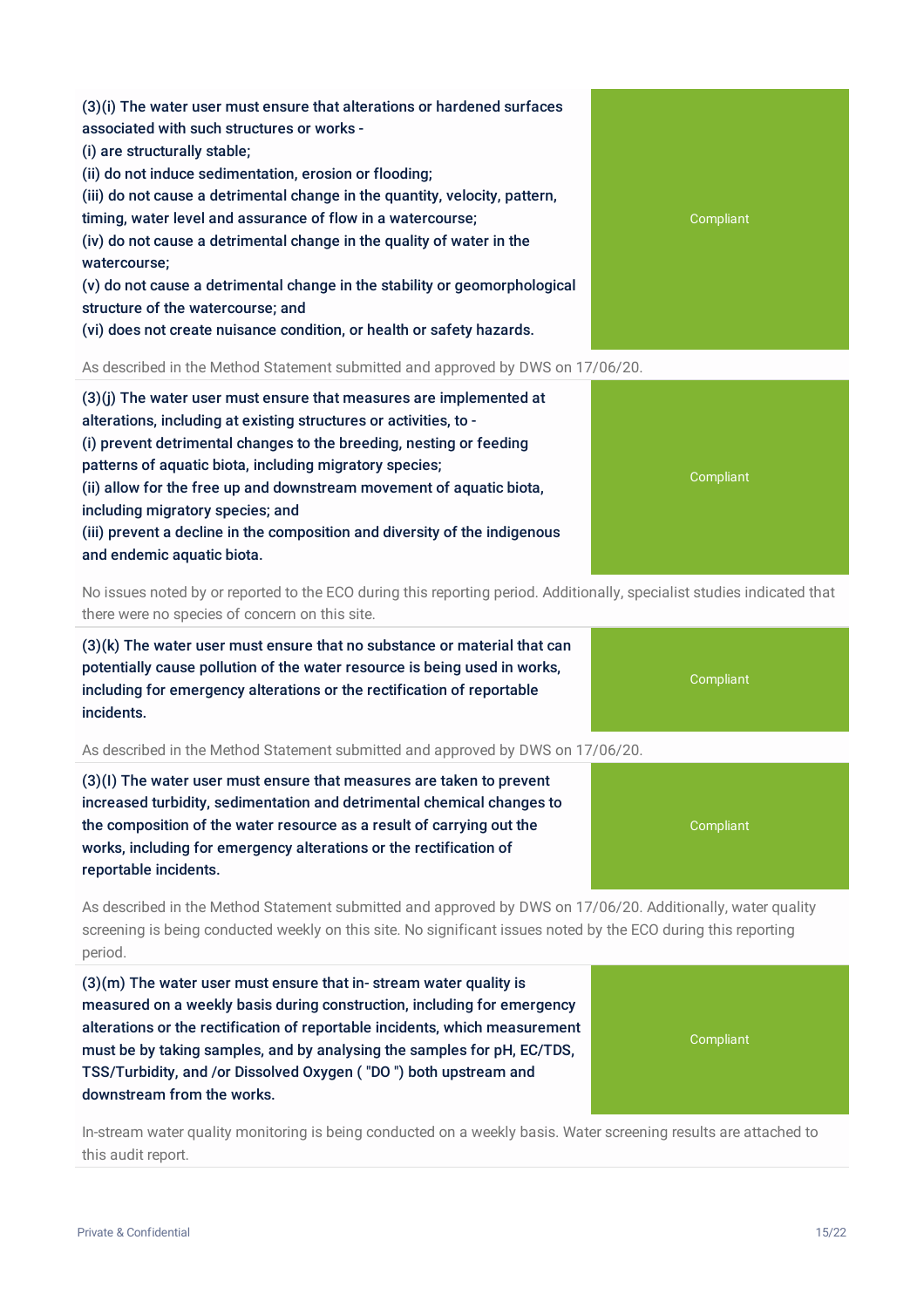| Condition | Status |
| --- | --- |
| **(3)(i) The water user must ensure that alterations or hardened surfaces associated with such structures or works -**<br>**(i) are structurally stable;**<br>**(ii) do not induce sedimentation, erosion or flooding;**<br>**(iii) do not cause a detrimental change in the quantity, velocity, pattern, timing, water level and assurance of flow in a watercourse;**<br>**(iv) do not cause a detrimental change in the quality of water in the watercourse;**<br>**(v) do not cause a detrimental change in the stability or geomorphological structure of the watercourse; and**<br>**(vi) does not create nuisance condition, or health or safety hazards.** | Compliant |

As described in the Method Statement submitted and approved by DWS on 17/06/20.

| Condition | Status |
| --- | --- |
| **(3)(j) The water user must ensure that measures are implemented at alterations, including at existing structures or activities, to -**<br>**(i) prevent detrimental changes to the breeding, nesting or feeding patterns of aquatic biota, including migratory species;**<br>**(ii) allow for the free up and downstream movement of aquatic biota, including migratory species; and**<br>**(iii) prevent a decline in the composition and diversity of the indigenous and endemic aquatic biota.** | Compliant |

No issues noted by or reported to the ECO during this reporting period. Additionally, specialist studies indicated that there were no species of concern on this site.

| Condition | Status |
| --- | --- |
| **(3)(k) The water user must ensure that no substance or material that can potentially cause pollution of the water resource is being used in works, including for emergency alterations or the rectification of reportable incidents.** | Compliant |

As described in the Method Statement submitted and approved by DWS on 17/06/20.

| Condition | Status |
| --- | --- |
| **(3)(l) The water user must ensure that measures are taken to prevent increased turbidity, sedimentation and detrimental chemical changes to the composition of the water resource as a result of carrying out the works, including for emergency alterations or the rectification of reportable incidents.** | Compliant |

As described in the Method Statement submitted and approved by DWS on 17/06/20. Additionally, water quality screening is being conducted weekly on this site. No significant issues noted by the ECO during this reporting period.

| Condition | Status |
| --- | --- |
| **(3)(m) The water user must ensure that in- stream water quality is measured on a weekly basis during construction, including for emergency alterations or the rectification of reportable incidents, which measurement must be by taking samples, and by analysing the samples for pH, EC/TDS, TSS/Turbidity, and /or Dissolved Oxygen ( "DO ") both upstream and downstream from the works.** | Compliant |

In-stream water quality monitoring is being conducted on a weekly basis. Water screening results are attached to this audit report.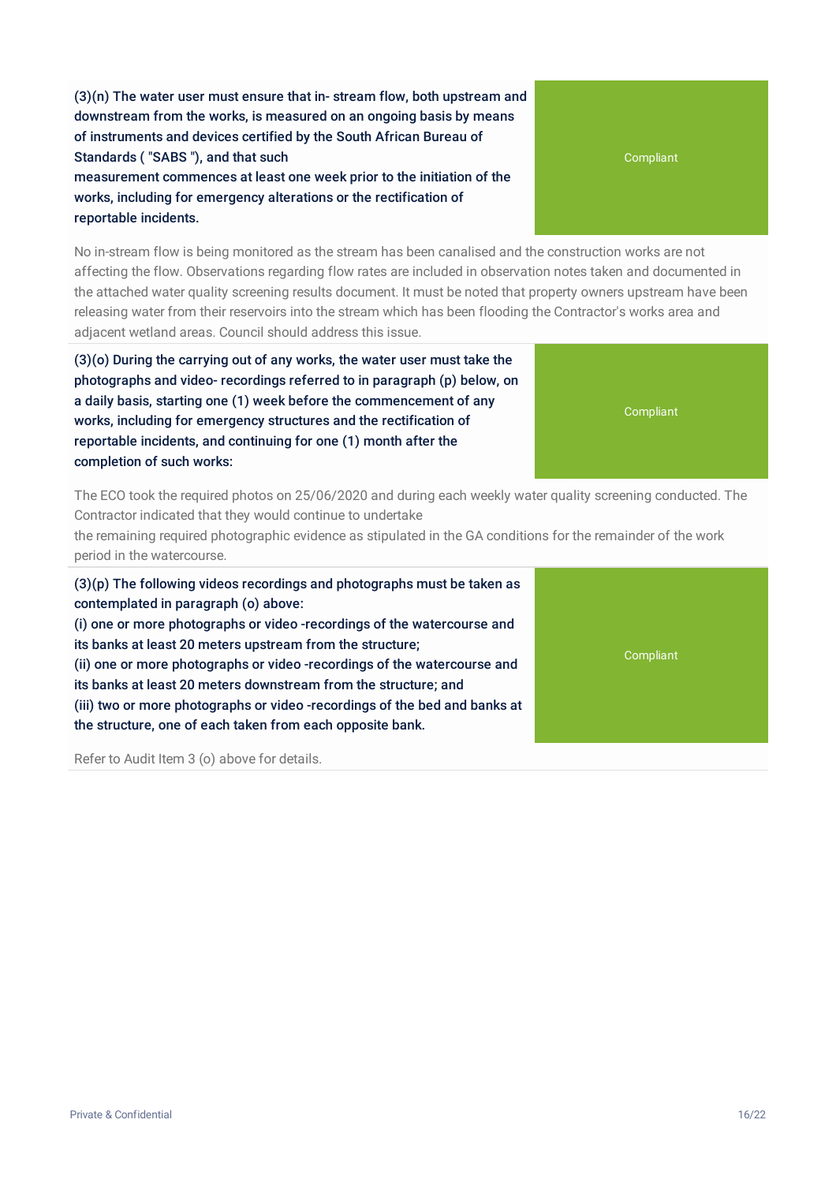| Condition | Status |
|---|---|
| (3)(n) The water user must ensure that in- stream flow, both upstream and downstream from the works, is measured on an ongoing basis by means of instruments and devices certified by the South African Bureau of Standards ( "SABS "), and that such measurement commences at least one week prior to the initiation of the works, including for emergency alterations or the rectification of reportable incidents. | Compliant |

No in-stream flow is being monitored as the stream has been canalised and the construction works are not affecting the flow. Observations regarding flow rates are included in observation notes taken and documented in the attached water quality screening results document. It must be noted that property owners upstream have been releasing water from their reservoirs into the stream which has been flooding the Contractor's works area and adjacent wetland areas. Council should address this issue.

| Condition | Status |
|---|---|
| (3)(o) During the carrying out of any works, the water user must take the photographs and video- recordings referred to in paragraph (p) below, on a daily basis, starting one (1) week before the commencement of any works, including for emergency structures and the rectification of reportable incidents, and continuing for one (1) month after the completion of such works: | Compliant |

The ECO took the required photos on 25/06/2020 and during each weekly water quality screening conducted. The Contractor indicated that they would continue to undertake the remaining required photographic evidence as stipulated in the GA conditions for the remainder of the work period in the watercourse.

| Condition | Status |
|---|---|
| (3)(p) The following videos recordings and photographs must be taken as contemplated in paragraph (o) above:<br>(i) one or more photographs or video -recordings of the watercourse and its banks at least 20 meters upstream from the structure;<br>(ii) one or more photographs or video -recordings of the watercourse and its banks at least 20 meters downstream from the structure; and<br>(iii) two or more photographs or video -recordings of the bed and banks at the structure, one of each taken from each opposite bank. | Compliant |

Refer to Audit Item 3 (o) above for details.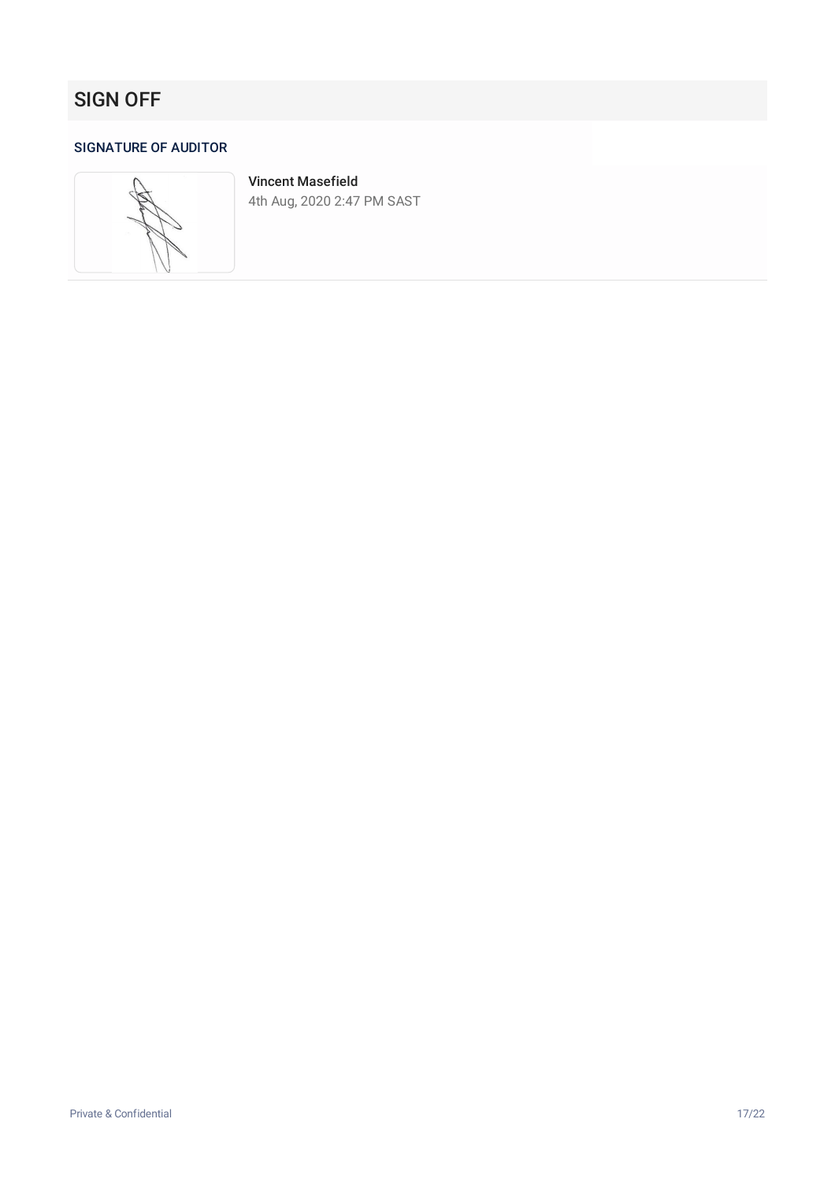# SIGN OFF

## SIGNATURE OF AUDITOR

**Vincent Masefield**
4th Aug, 2020 2:47 PM SAST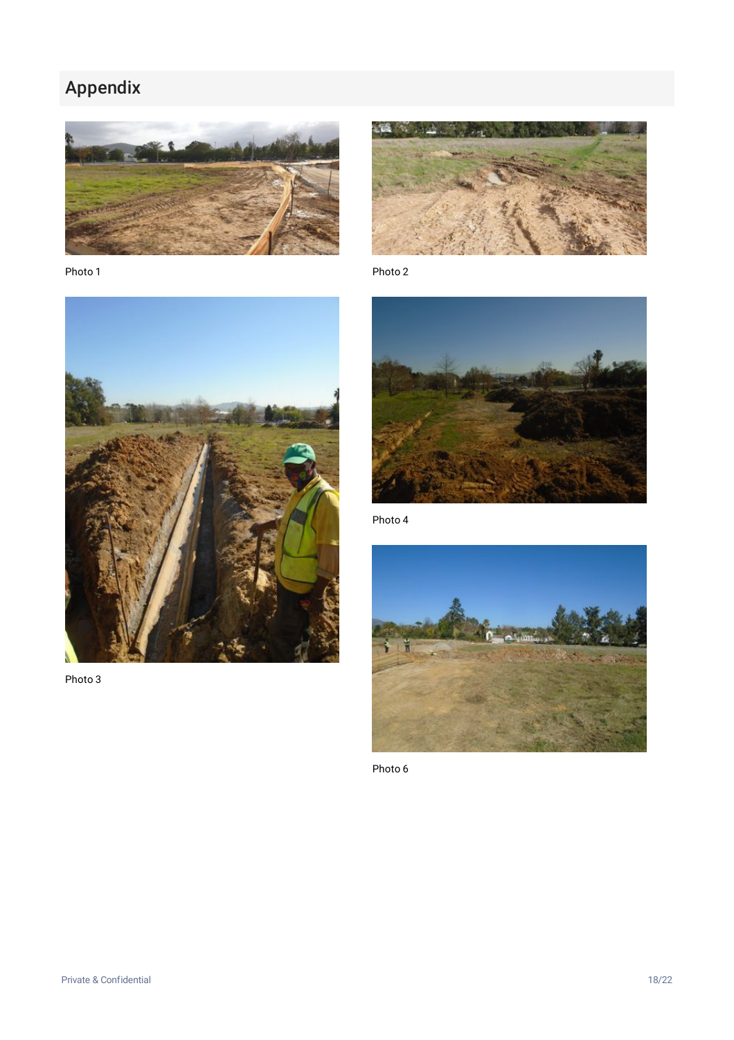## Appendix

Photo 1

Photo 2

Photo 3

Photo 4

Photo 6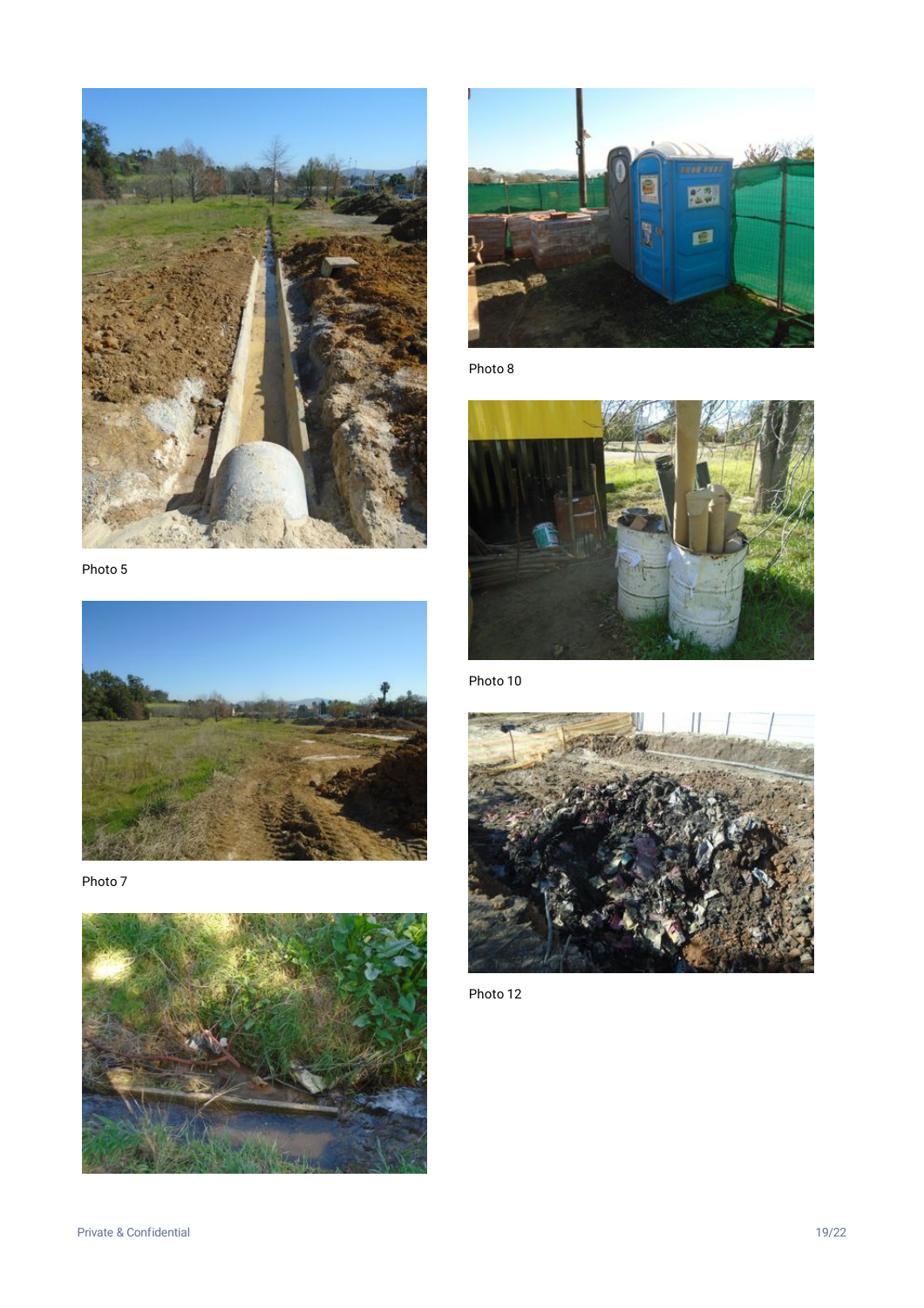Photo 5

Photo 7

Photo 8

Photo 10

Photo 12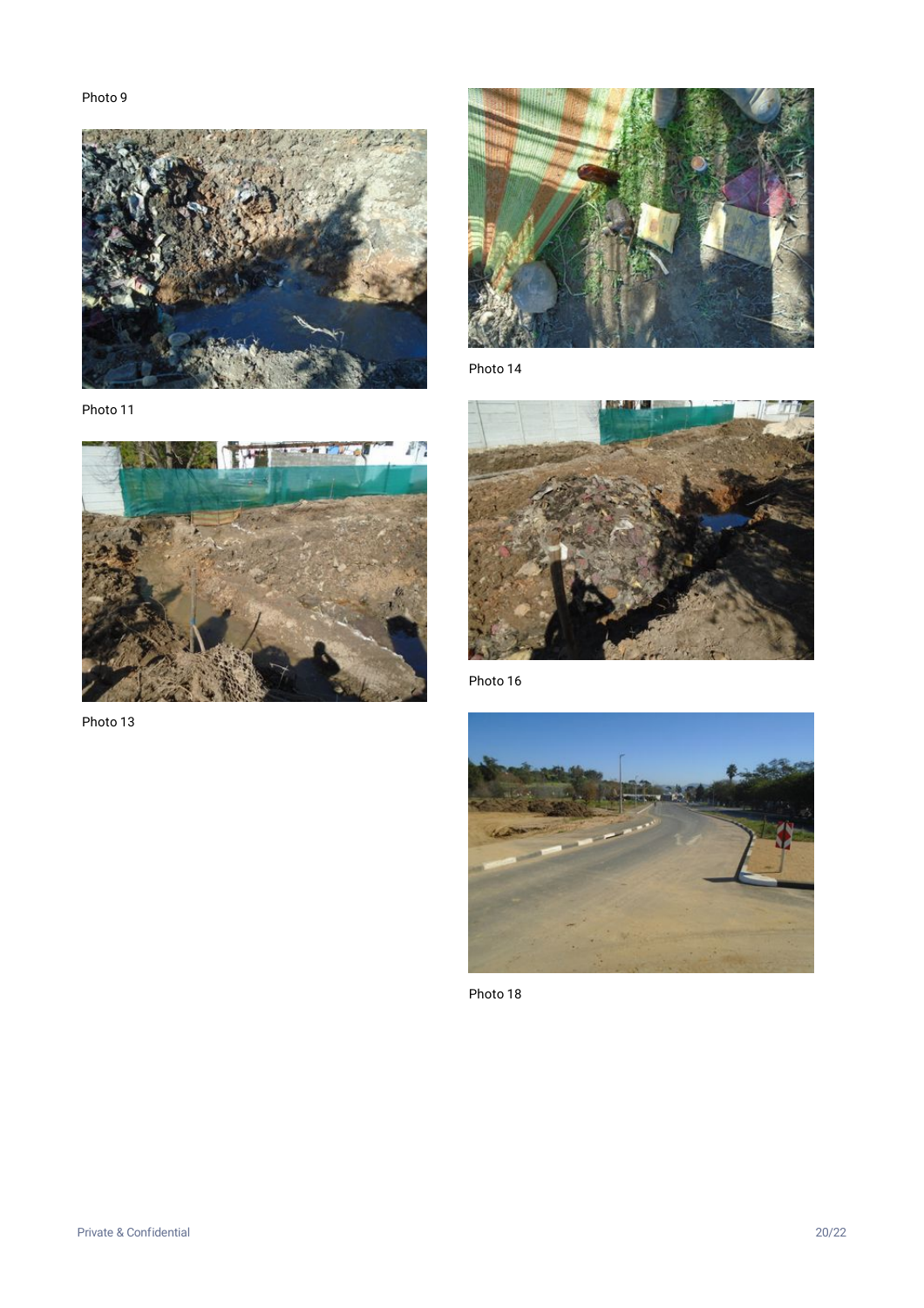Photo 9

Photo 11

Photo 13

Photo 14

Photo 16

Photo 18

Private & Confidential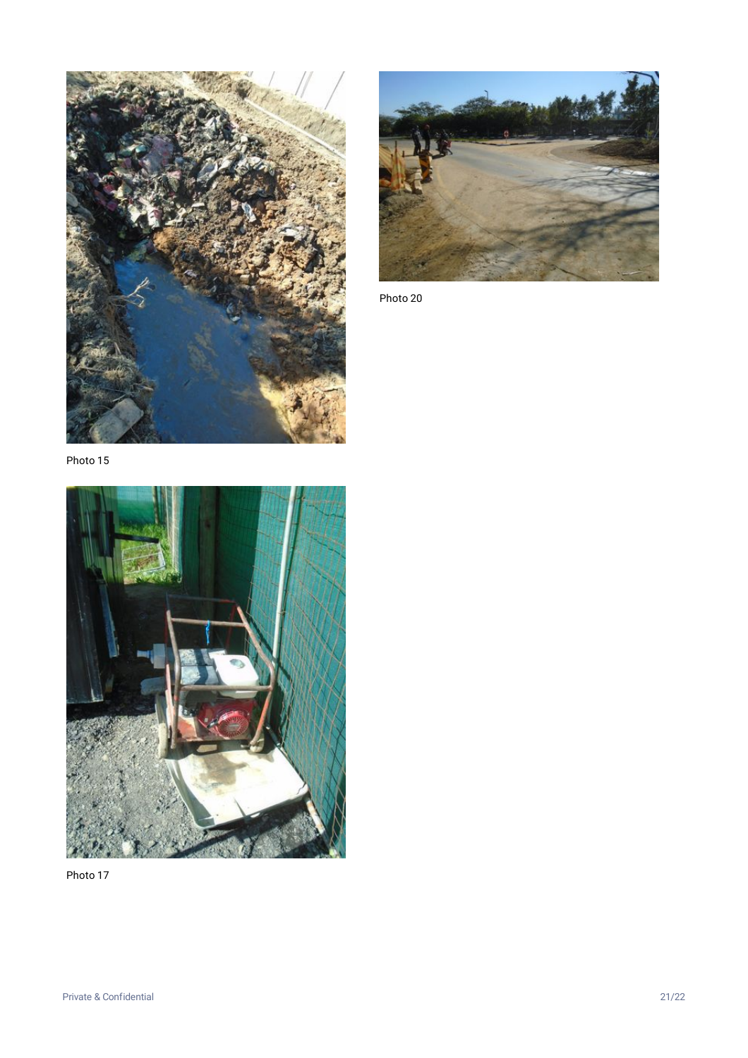Photo 15

Photo 20

Photo 17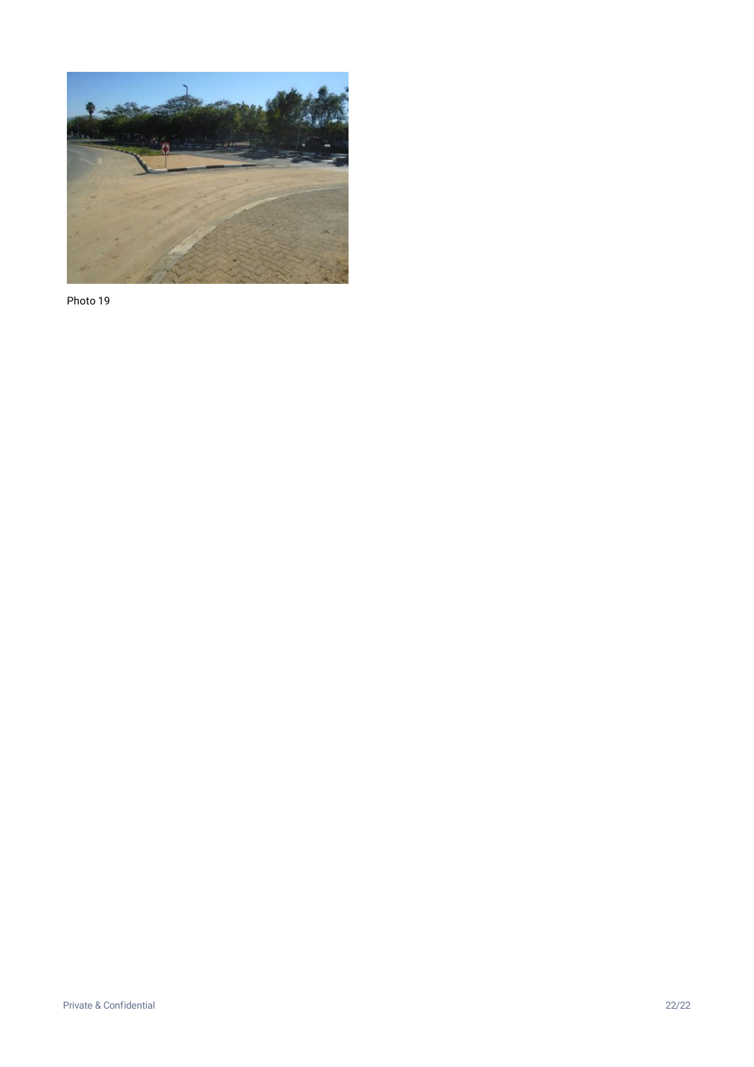Photo 19